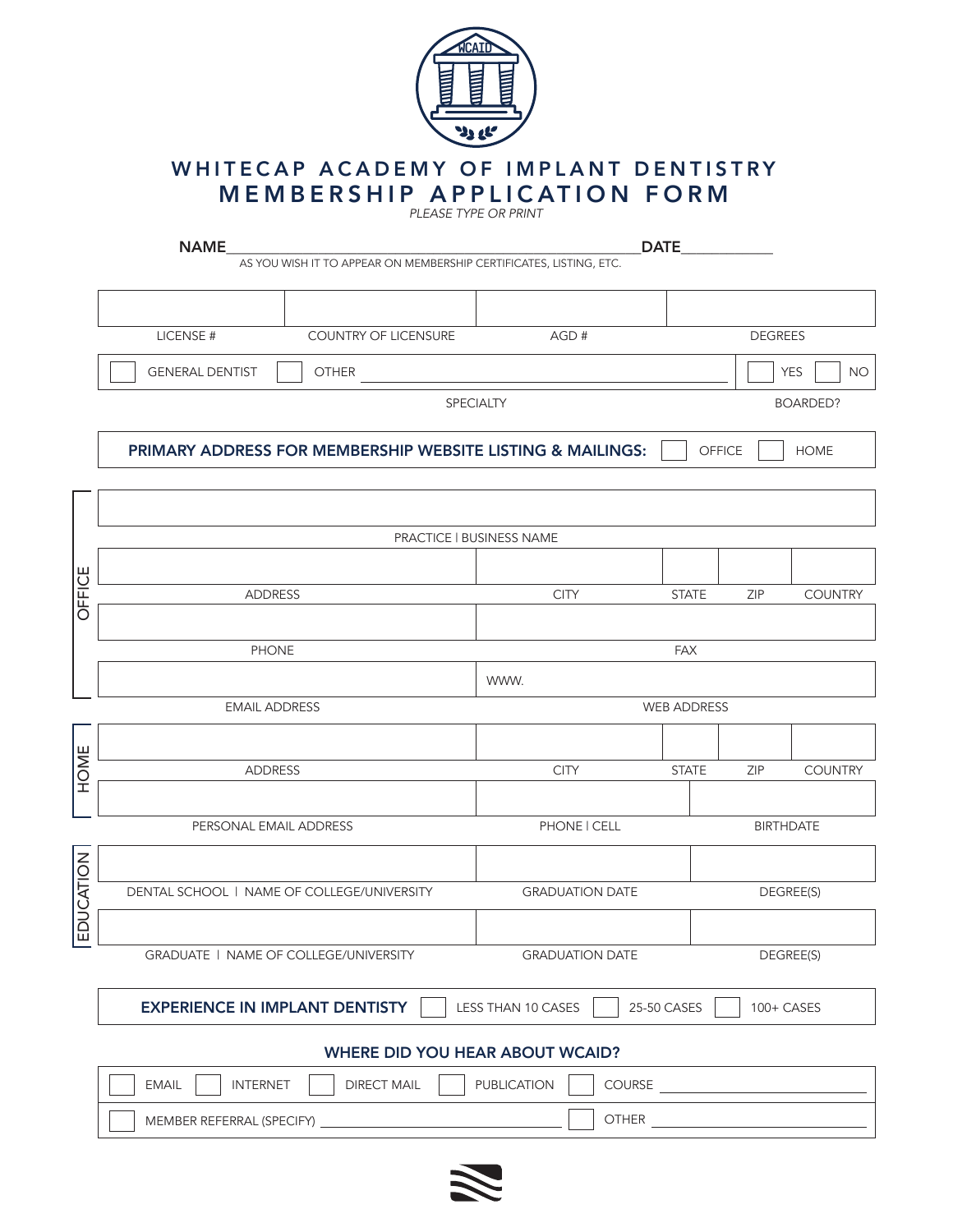# WHITECAP ACADEMY OF IMPLANT DENTISTRY

## MEMBERSHIP APPLICATION FORM

*PLEASE TYPE OR PRINT*

**NAME**\_\_\_\_\_\_\_\_\_\_\_\_\_\_\_\_\_\_\_\_\_\_\_\_\_\_\_\_\_\_\_\_\_\_\_\_\_\_\_\_ **DATE**\_\_\_\_\_\_\_\_\_\_

AS YOU WISH IT TO APPEAR ON MEMBERSHIP CERTIFICATES, LISTING, ETC.

| | | | |
|---|---|---|---|
| LICENSE # | COUNTRY OF LICENSURE | AGD # | DEGREES |

☐ GENERAL DENTIST ☐ OTHER \_\_\_\_\_\_\_\_\_\_\_\_\_\_\_\_\_\_\_\_ ☐ YES ☐ NO

SPECIALTY — BOARDED?

**PRIMARY ADDRESS FOR MEMBERSHIP WEBSITE LISTING & MAILINGS:** ☐ OFFICE ☐ HOME

### OFFICE

| |
|---|
| PRACTICE \| BUSINESS NAME |

| | | | | |
|---|---|---|---|---|
| ADDRESS | CITY | STATE | ZIP | COUNTRY |

| | |
|---|---|
| PHONE | FAX |

| | WWW. |
|---|---|
| EMAIL ADDRESS | WEB ADDRESS |

### HOME

| | | | | |
|---|---|---|---|---|
| ADDRESS | CITY | STATE | ZIP | COUNTRY |

| | | |
|---|---|---|
| PERSONAL EMAIL ADDRESS | PHONE \| CELL | BIRTHDATE |

### EDUCATION

| | | |
|---|---|---|
| DENTAL SCHOOL \| NAME OF COLLEGE/UNIVERSITY | GRADUATION DATE | DEGREE(S) |
| GRADUATE \| NAME OF COLLEGE/UNIVERSITY | GRADUATION DATE | DEGREE(S) |

**EXPERIENCE IN IMPLANT DENTISTY** ☐ LESS THAN 10 CASES ☐ 25-50 CASES ☐ 100+ CASES

**WHERE DID YOU HEAR ABOUT WCAID?**

☐ EMAIL ☐ INTERNET ☐ DIRECT MAIL ☐ PUBLICATION ☐ COURSE \_\_\_\_\_\_\_\_\_\_\_\_\_\_\_\_

☐ MEMBER REFERRAL (SPECIFY) \_\_\_\_\_\_\_\_\_\_\_\_\_\_\_\_ ☐ OTHER \_\_\_\_\_\_\_\_\_\_\_\_\_\_\_\_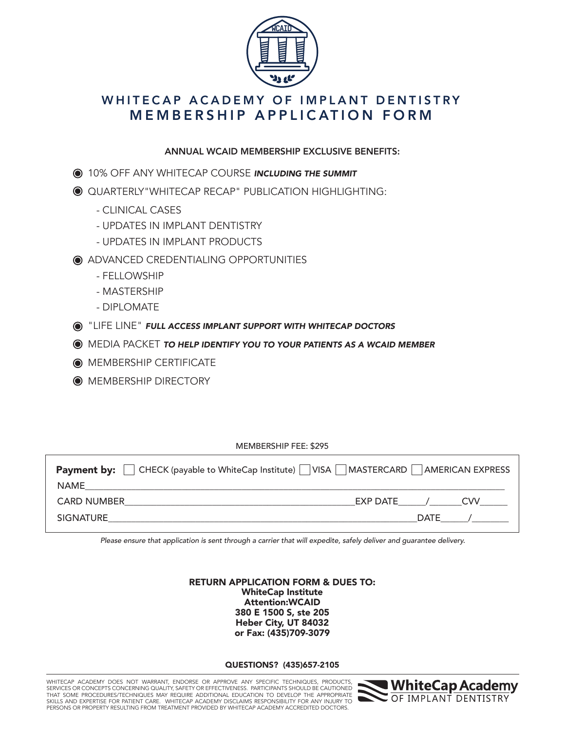# WHITECAP ACADEMY OF IMPLANT DENTISTRY
## MEMBERSHIP APPLICATION FORM

**ANNUAL WCAID MEMBERSHIP EXCLUSIVE BENEFITS:**

- 10% OFF ANY WHITECAP COURSE ***INCLUDING THE SUMMIT***
- QUARTERLY"WHITECAP RECAP" PUBLICATION HIGHLIGHTING:
  - CLINICAL CASES
  - UPDATES IN IMPLANT DENTISTRY
  - UPDATES IN IMPLANT PRODUCTS
- ADVANCED CREDENTIALING OPPORTUNITIES
  - FELLOWSHIP
  - MASTERSHIP
  - DIPLOMATE
- "LIFE LINE" ***FULL ACCESS IMPLANT SUPPORT WITH WHITECAP DOCTORS***
- MEDIA PACKET ***TO HELP IDENTIFY YOU TO YOUR PATIENTS AS A WCAID MEMBER***
- MEMBERSHIP CERTIFICATE
- MEMBERSHIP DIRECTORY

MEMBERSHIP FEE: $295

**Payment by:** ☐ CHECK (payable to WhiteCap Institute) ☐ VISA ☐ MASTERCARD ☐ AMERICAN EXPRESS

NAME_______________________________________________

CARD NUMBER_________________________________ EXP DATE_____/______ CVV______

SIGNATURE___________________________________ DATE_____/_______

*Please ensure that application is sent through a carrier that will expedite, safely deliver and guarantee delivery.*

**RETURN APPLICATION FORM & DUES TO:**
**WhiteCap Institute**
**Attention:WCAID**
**380 E 1500 S, ste 205**
**Heber City, UT 84032**
**or Fax: (435)709-3079**

**QUESTIONS? (435)657-2105**

WHITECAP ACADEMY DOES NOT WARRANT, ENDORSE OR APPROVE ANY SPECIFIC TECHNIQUES, PRODUCTS, SERVICES OR CONCEPTS CONCERNING QUALITY, SAFETY OR EFFECTIVENESS. PARTICIPANTS SHOULD BE CAUTIONED THAT SOME PROCEDURES/TECHNIQUES MAY REQUIRE ADDITIONAL EDUCATION TO DEVELOP THE APPROPRIATE SKILLS AND EXPERTISE FOR PATIENT CARE. WHITECAP ACADEMY DISCLAIMS RESPONSIBILITY FOR ANY INJURY TO PERSONS OR PROPERTY RESULTING FROM TREATMENT PROVIDED BY WHITECAP ACADEMY ACCREDITED DOCTORS.

WhiteCap Academy OF IMPLANT DENTISTRY